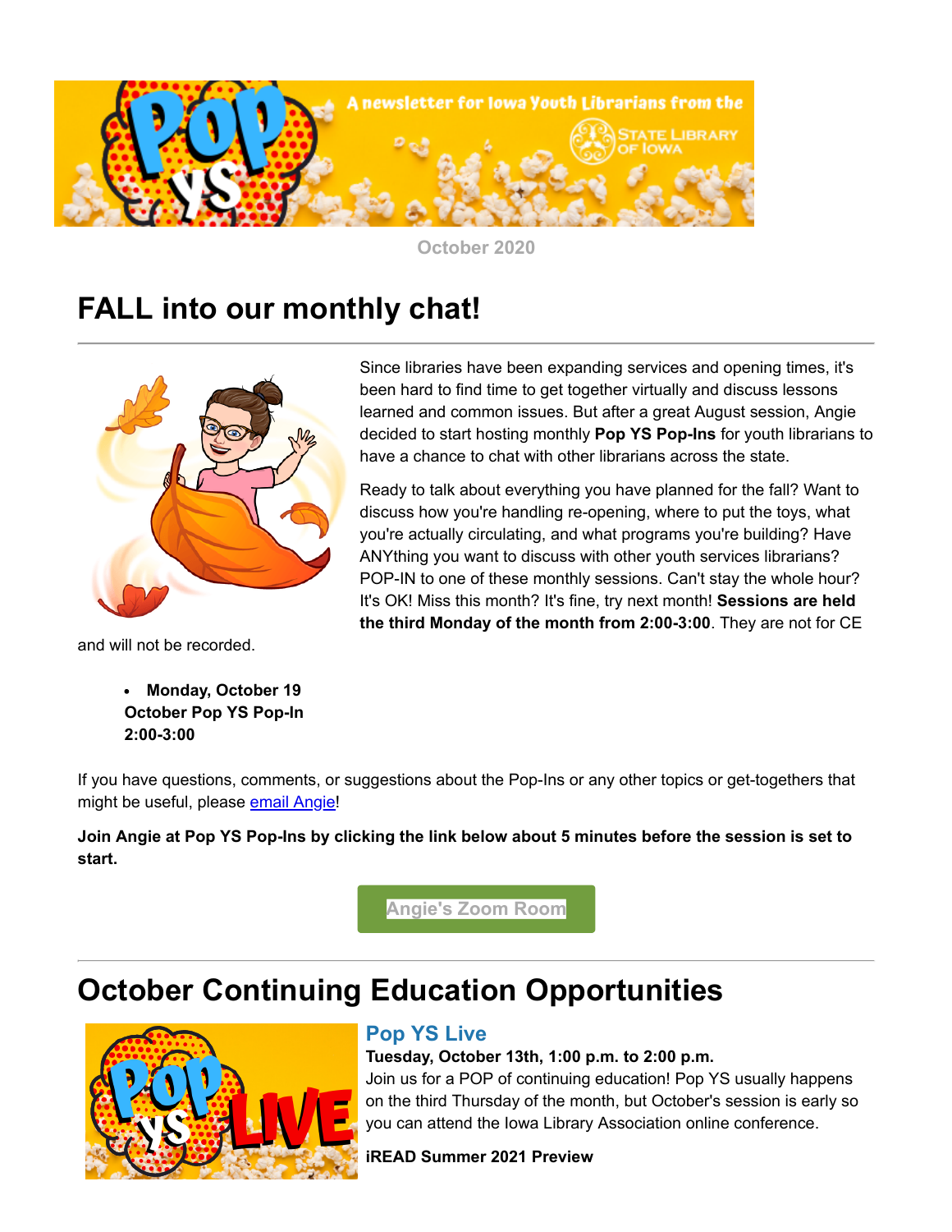October 2020

# FALL into our monthly chat!

Since libraries have been expanding services and opening times, it's been hard to find time to get together virtually and discuss lessons learned and common issues. But after a great August session, Angie decided to start hosting monthly **Pop YS Pop-Ins** for youth librarians to have a chance to chat with other librarians across the state.

Ready to talk about everything you have planned for the fall? Want to discuss how you're handling re-opening, where to put the toys, what you're actually circulating, and what programs you're building? Have ANYthing you want to discuss with other youth services librarians? POP-IN to one of these monthly sessions. Can't stay the whole hour? It's OK! Miss this month? It's fine, try next month! **Sessions are held the third Monday of the month from 2:00-3:00**. They are not for CE and will not be recorded.

- **Monday, October 19**
  **October Pop YS Pop-In**
  **2:00-3:00**

If you have questions, comments, or suggestions about the Pop-Ins or any other topics or get-togethers that might be useful, please email Angie!

**Join Angie at Pop YS Pop-Ins by clicking the link below about 5 minutes before the session is set to start.**

Angie's Zoom Room

# October Continuing Education Opportunities

## Pop YS Live

**Tuesday, October 13th, 1:00 p.m. to 2:00 p.m.**

Join us for a POP of continuing education! Pop YS usually happens on the third Thursday of the month, but October's session is early so you can attend the Iowa Library Association online conference.

**iREAD Summer 2021 Preview**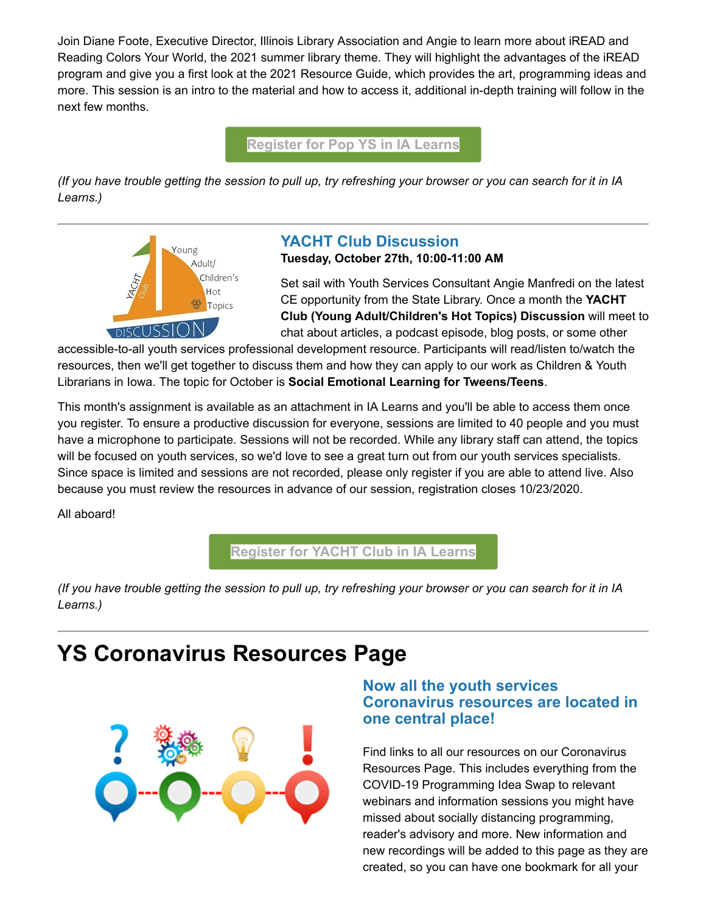Join Diane Foote, Executive Director, Illinois Library Association and Angie to learn more about iREAD and Reading Colors Your World, the 2021 summer library theme. They will highlight the advantages of the iREAD program and give you a first look at the 2021 Resource Guide, which provides the art, programming ideas and more. This session is an intro to the material and how to access it, additional in-depth training will follow in the next few months.

Register for Pop YS in IA Learns

*(If you have trouble getting the session to pull up, try refreshing your browser or you can search for it in IA Learns.)*

---

### YACHT Club Discussion

**Tuesday, October 27th, 10:00-11:00 AM**

Set sail with Youth Services Consultant Angie Manfredi on the latest CE opportunity from the State Library. Once a month the **YACHT Club (Young Adult/Children's Hot Topics) Discussion** will meet to chat about articles, a podcast episode, blog posts, or some other accessible-to-all youth services professional development resource. Participants will read/listen to/watch the resources, then we'll get together to discuss them and how they can apply to our work as Children & Youth Librarians in Iowa. The topic for October is **Social Emotional Learning for Tweens/Teens**.

This month's assignment is available as an attachment in IA Learns and you'll be able to access them once you register. To ensure a productive discussion for everyone, sessions are limited to 40 people and you must have a microphone to participate. Sessions will not be recorded. While any library staff can attend, the topics will be focused on youth services, so we'd love to see a great turn out from our youth services specialists. Since space is limited and sessions are not recorded, please only register if you are able to attend live. Also because you must review the resources in advance of our session, registration closes 10/23/2020.

All aboard!

Register for YACHT Club in IA Learns

*(If you have trouble getting the session to pull up, try refreshing your browser or you can search for it in IA Learns.)*

---

# YS Coronavirus Resources Page

### Now all the youth services Coronavirus resources are located in one central place!

Find links to all our resources on our Coronavirus Resources Page. This includes everything from the COVID-19 Programming Idea Swap to relevant webinars and information sessions you might have missed about socially distancing programming, reader's advisory and more. New information and new recordings will be added to this page as they are created, so you can have one bookmark for all your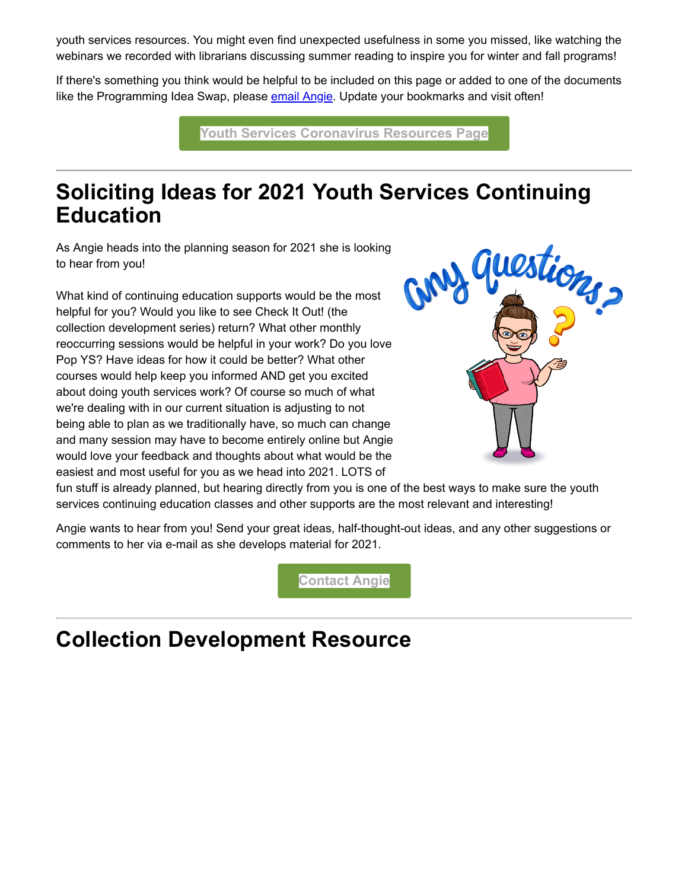youth services resources. You might even find unexpected usefulness in some you missed, like watching the webinars we recorded with librarians discussing summer reading to inspire you for winter and fall programs!

If there's something you think would be helpful to be included on this page or added to one of the documents like the Programming Idea Swap, please email Angie. Update your bookmarks and visit often!

Youth Services Coronavirus Resources Page

---

## Soliciting Ideas for 2021 Youth Services Continuing Education

As Angie heads into the planning season for 2021 she is looking to hear from you!

What kind of continuing education supports would be the most helpful for you? Would you like to see Check It Out! (the collection development series) return? What other monthly reoccurring sessions would be helpful in your work? Do you love Pop YS? Have ideas for how it could be better? What other courses would help keep you informed AND get you excited about doing youth services work? Of course so much of what we're dealing with in our current situation is adjusting to not being able to plan as we traditionally have, so much can change and many session may have to become entirely online but Angie would love your feedback and thoughts about what would be the easiest and most useful for you as we head into 2021. LOTS of fun stuff is already planned, but hearing directly from you is one of the best ways to make sure the youth services continuing education classes and other supports are the most relevant and interesting!

Angie wants to hear from you! Send your great ideas, half-thought-out ideas, and any other suggestions or comments to her via e-mail as she develops material for 2021.

Contact Angie

---

## Collection Development Resource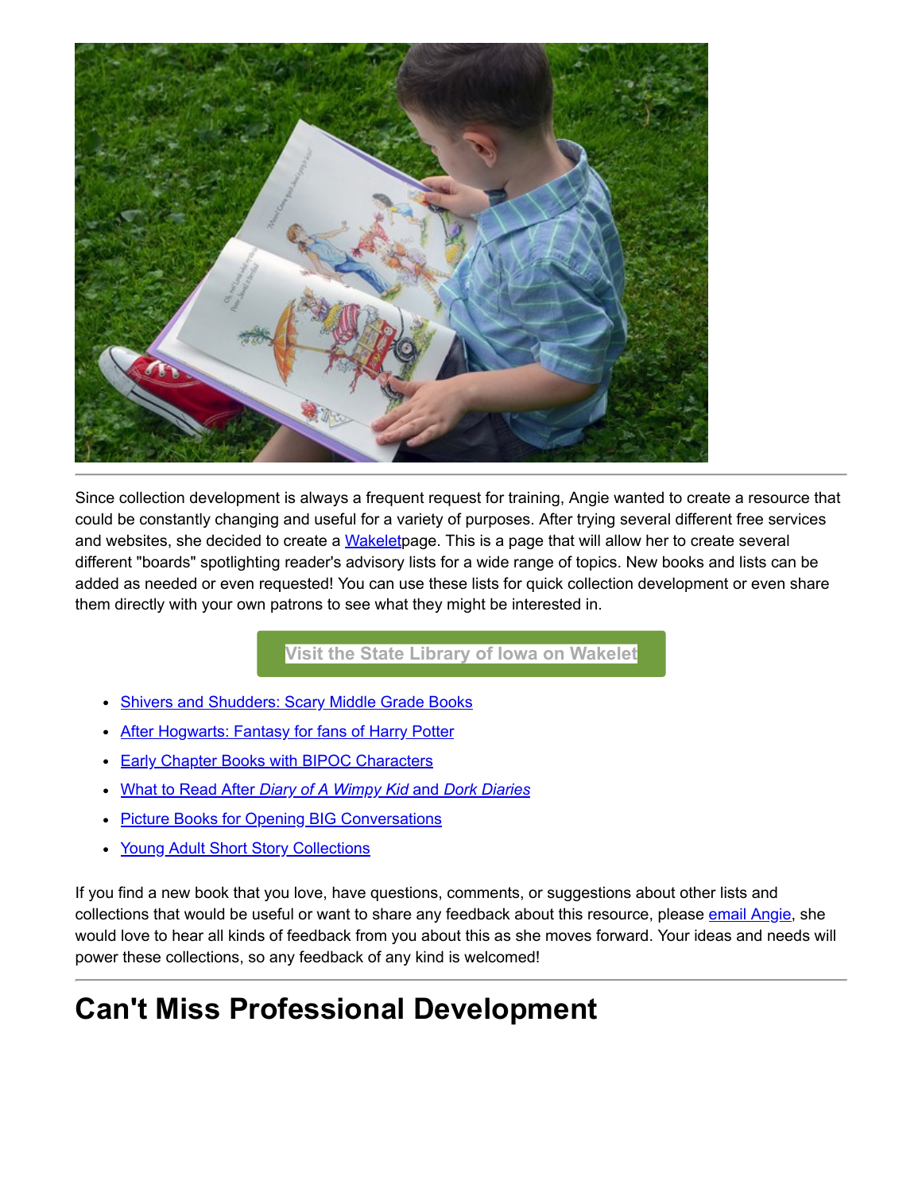Since collection development is always a frequent request for training, Angie wanted to create a resource that could be constantly changing and useful for a variety of purposes. After trying several different free services and websites, she decided to create a Wakeletpage. This is a page that will allow her to create several different "boards" spotlighting reader's advisory lists for a wide range of topics. New books and lists can be added as needed or even requested! You can use these lists for quick collection development or even share them directly with your own patrons to see what they might be interested in.

Visit the State Library of Iowa on Wakelet

- Shivers and Shudders: Scary Middle Grade Books
- After Hogwarts: Fantasy for fans of Harry Potter
- Early Chapter Books with BIPOC Characters
- What to Read After *Diary of A Wimpy Kid* and *Dork Diaries*
- Picture Books for Opening BIG Conversations
- Young Adult Short Story Collections

If you find a new book that you love, have questions, comments, or suggestions about other lists and collections that would be useful or want to share any feedback about this resource, please email Angie, she would love to hear all kinds of feedback from you about this as she moves forward. Your ideas and needs will power these collections, so any feedback of any kind is welcomed!

# Can't Miss Professional Development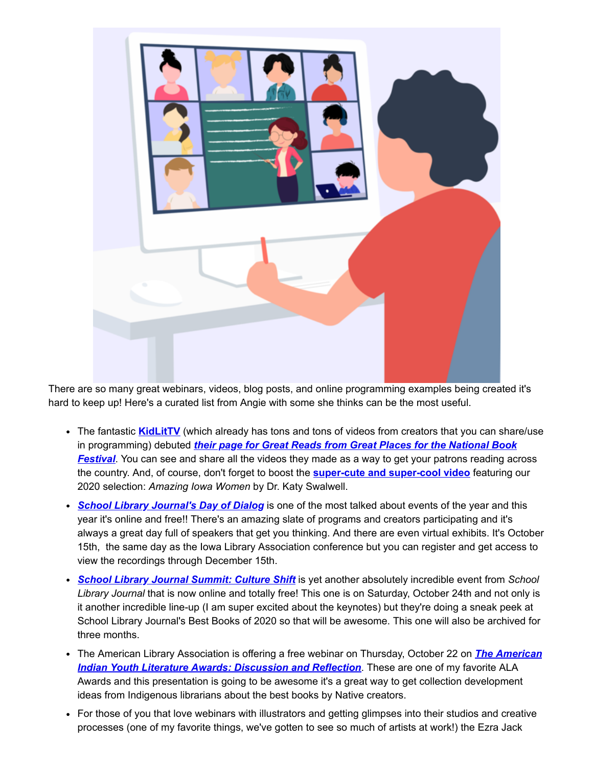There are so many great webinars, videos, blog posts, and online programming examples being created it's hard to keep up! Here's a curated list from Angie with some she thinks can be the most useful.

- The fantastic **KidLitTV** (which already has tons and tons of videos from creators that you can share/use in programming) debuted ***their page for Great Reads from Great Places for the National Book Festival***. You can see and share all the videos they made as a way to get your patrons reading across the country. And, of course, don't forget to boost the **super-cute and super-cool video** featuring our 2020 selection: *Amazing Iowa Women* by Dr. Katy Swalwell.
- ***School Library Journal's Day of Dialog*** is one of the most talked about events of the year and this year it's online and free!! There's an amazing slate of programs and creators participating and it's always a great day full of speakers that get you thinking. And there are even virtual exhibits. It's October 15th, the same day as the Iowa Library Association conference but you can register and get access to view the recordings through December 15th.
- ***School Library Journal Summit: Culture Shift*** is yet another absolutely incredible event from *School Library Journal* that is now online and totally free! This one is on Saturday, October 24th and not only is it another incredible line-up (I am super excited about the keynotes) but they're doing a sneak peek at School Library Journal's Best Books of 2020 so that will be awesome. This one will also be archived for three months.
- The American Library Association is offering a free webinar on Thursday, October 22 on ***The American Indian Youth Literature Awards: Discussion and Reflection***. These are one of my favorite ALA Awards and this presentation is going to be awesome it's a great way to get collection development ideas from Indigenous librarians about the best books by Native creators.
- For those of you that love webinars with illustrators and getting glimpses into their studios and creative processes (one of my favorite things, we've gotten to see so much of artists at work!) the Ezra Jack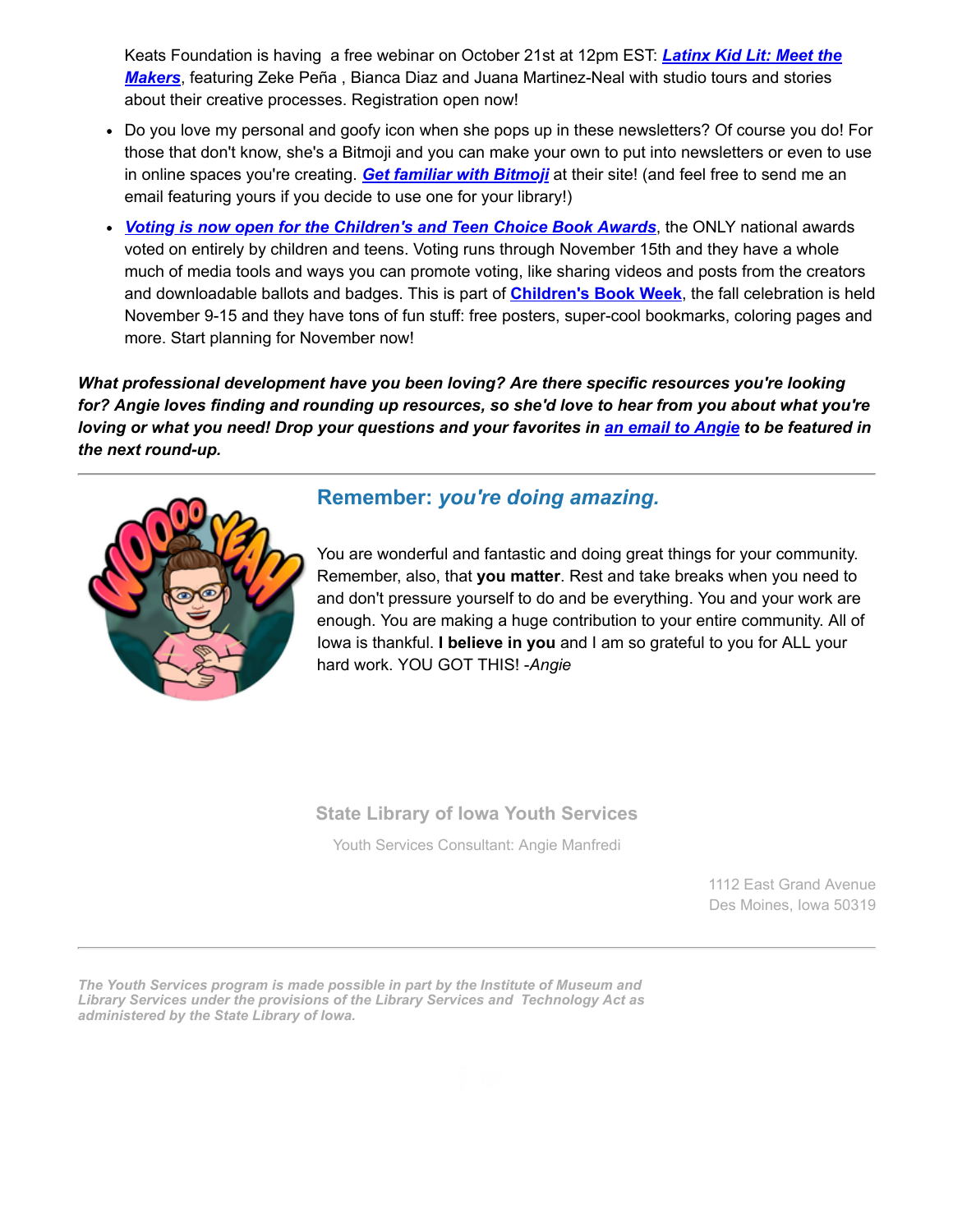Keats Foundation is having a free webinar on October 21st at 12pm EST: ***Latinx Kid Lit: Meet the Makers***, featuring Zeke Peña , Bianca Diaz and Juana Martinez-Neal with studio tours and stories about their creative processes. Registration open now!

- Do you love my personal and goofy icon when she pops up in these newsletters? Of course you do! For those that don't know, she's a Bitmoji and you can make your own to put into newsletters or even to use in online spaces you're creating. ***Get familiar with Bitmoji*** at their site! (and feel free to send me an email featuring yours if you decide to use one for your library!)
- ***Voting is now open for the Children's and Teen Choice Book Awards***, the ONLY national awards voted on entirely by children and teens. Voting runs through November 15th and they have a whole much of media tools and ways you can promote voting, like sharing videos and posts from the creators and downloadable ballots and badges. This is part of **Children's Book Week**, the fall celebration is held November 9-15 and they have tons of fun stuff: free posters, super-cool bookmarks, coloring pages and more. Start planning for November now!

***What professional development have you been loving? Are there specific resources you're looking for? Angie loves finding and rounding up resources, so she'd love to hear from you about what you're loving or what you need! Drop your questions and your favorites in an email to Angie to be featured in the next round-up.***

---

## Remember: *you're doing amazing.*

You are wonderful and fantastic and doing great things for your community. Remember, also, that **you matter**. Rest and take breaks when you need to and don't pressure yourself to do and be everything. You and your work are enough. You are making a huge contribution to your entire community. All of Iowa is thankful. **I believe in you** and I am so grateful to you for ALL your hard work. YOU GOT THIS! -*Angie*

**State Library of Iowa Youth Services**

Youth Services Consultant: Angie Manfredi

1112 East Grand Avenue
Des Moines, Iowa 50319

---

***The Youth Services program is made possible in part by the Institute of Museum and Library Services under the provisions of the Library Services and Technology Act as administered by the State Library of Iowa.***